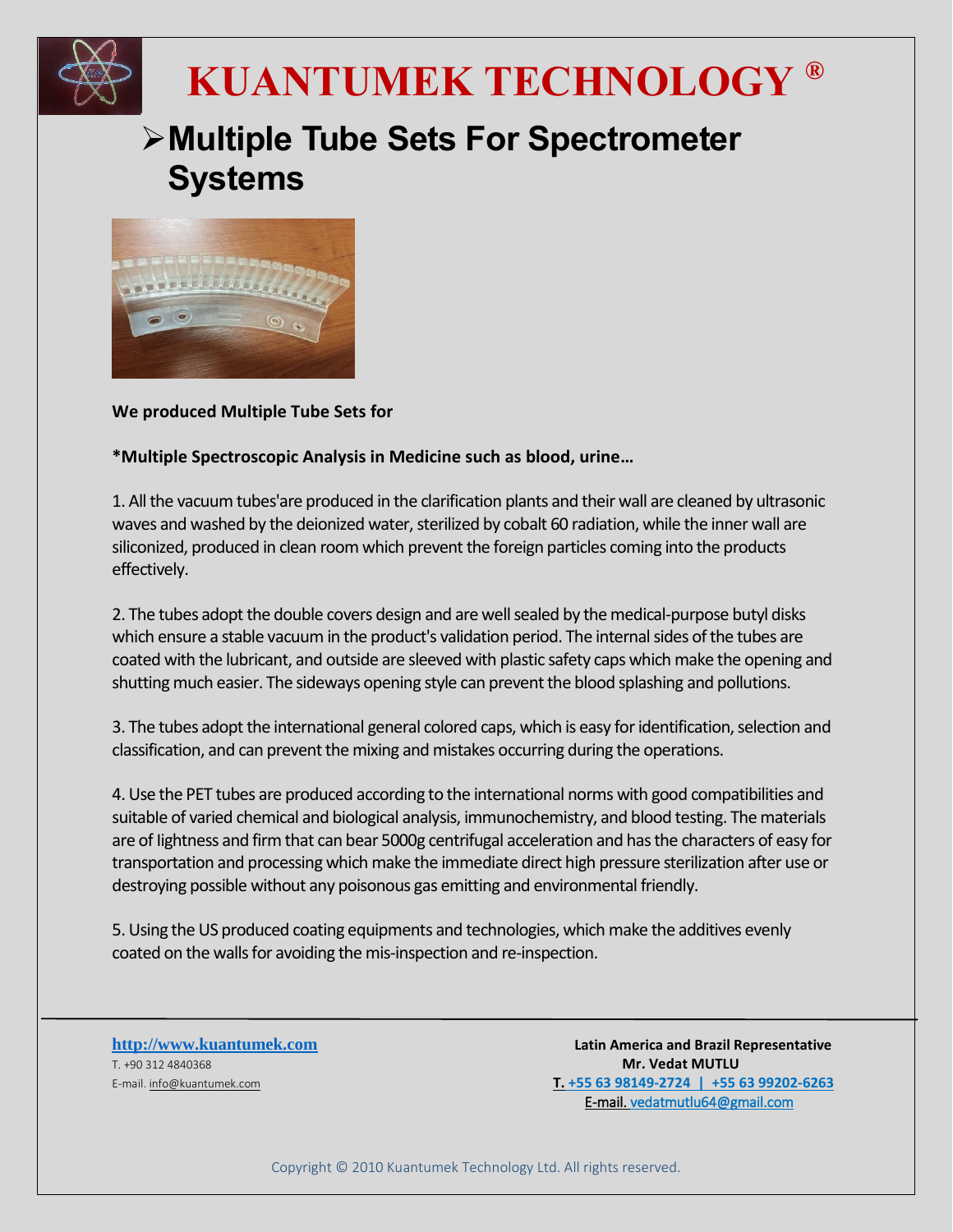# KUANTUMEK TECHNOLOGY ®

## ➢Multiple Tube Sets For Spectrometer Systems

**We produced Multiple Tube Sets for**

***Multiple Spectroscopic Analysis in Medicine such as blood, urine…**

1. All the vacuum tubes'are produced in the clarification plants and their wall are cleaned by ultrasonic waves and washed by the deionized water, sterilized by cobalt 60 radiation, while the inner wall are siliconized, produced in clean room which prevent the foreign particles coming into the products effectively.

2. The tubes adopt the double covers design and are well sealed by the medical-purpose butyl disks which ensure a stable vacuum in the product's validation period. The internal sides of the tubes are coated with the lubricant, and outside are sleeved with plastic safety caps which make the opening and shutting much easier. The sideways opening style can prevent the blood splashing and pollutions.

3. The tubes adopt the international general colored caps, which is easy for identification, selection and classification, and can prevent the mixing and mistakes occurring during the operations.

4. Use the PET tubes are produced according to the international norms with good compatibilities and suitable of varied chemical and biological analysis, immunochemistry, and blood testing. The materials are of lightness and firm that can bear 5000g centrifugal acceleration and has the characters of easy for transportation and processing which make the immediate direct high pressure sterilization after use or destroying possible without any poisonous gas emitting and environmental friendly.

5. Using the US produced coating equipments and technologies, which make the additives evenly coated on the walls for avoiding the mis-inspection and re-inspection.

---

**http://www.kuantumek.com**
T. +90 312 4840368
E-mail. info@kuantumek.com

**Latin America and Brazil Representative**
**Mr. Vedat MUTLU**
**T. +55 63 98149-2724 | +55 63 99202-6263**
E-mail. vedatmutlu64@gmail.com

Copyright © 2010 Kuantumek Technology Ltd. All rights reserved.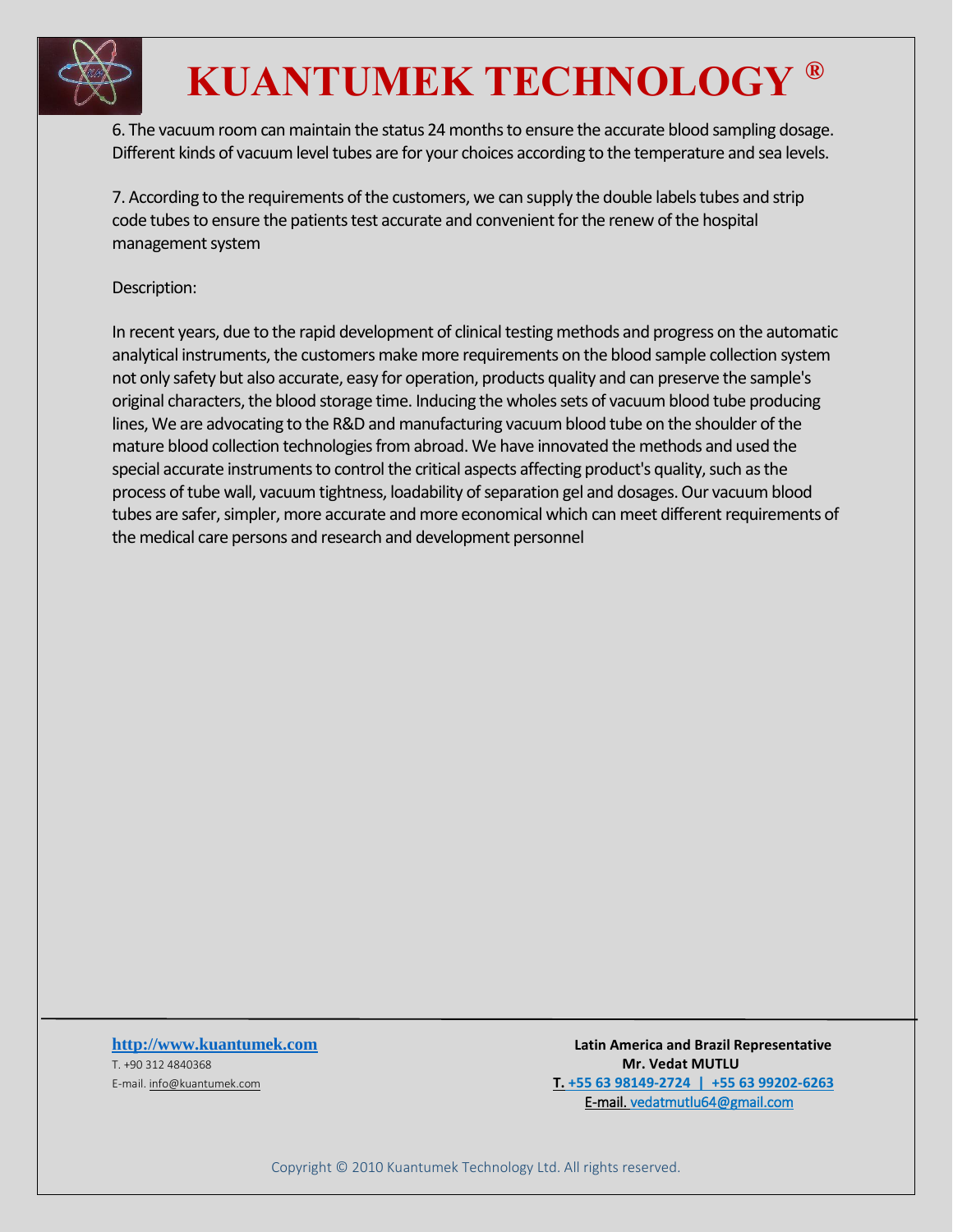6. The vacuum room can maintain the status 24 months to ensure the accurate blood sampling dosage. Different kinds of vacuum level tubes are for your choices according to the temperature and sea levels.

7. According to the requirements of the customers, we can supply the double labels tubes and strip code tubes to ensure the patients test accurate and convenient for the renew of the hospital management system

Description:

In recent years, due to the rapid development of clinical testing methods and progress on the automatic analytical instruments, the customers make more requirements on the blood sample collection system not only safety but also accurate, easy for operation, products quality and can preserve the sample's original characters, the blood storage time. Inducing the wholes sets of vacuum blood tube producing lines, We are advocating to the R&D and manufacturing vacuum blood tube on the shoulder of the mature blood collection technologies from abroad. We have innovated the methods and used the special accurate instruments to control the critical aspects affecting product's quality, such as the process of tube wall, vacuum tightness, loadability of separation gel and dosages. Our vacuum blood tubes are safer, simpler, more accurate and more economical which can meet different requirements of the medical care persons and research and development personnel